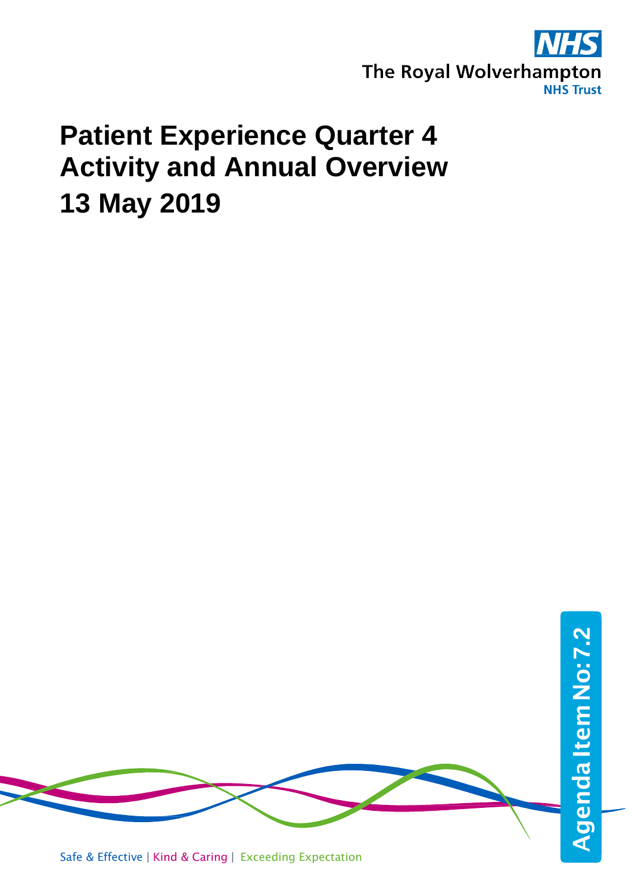The Royal Wolverhampton NHS Trust

# Patient Experience Quarter 4 Activity and Annual Overview

# 13 May 2019

Agenda Item No: 7.2

Safe & Effective | Kind & Caring | Exceeding Expectation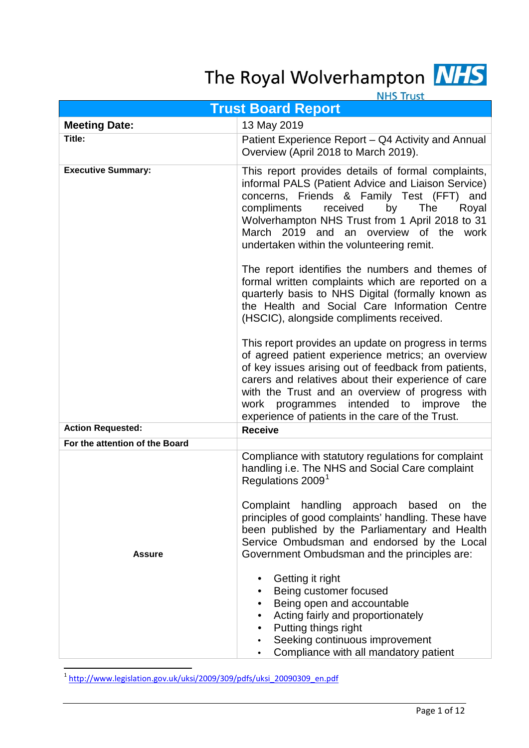The Royal Wolverhampton NHS Trust

| Trust Board Report | |
|---|---|
| **Meeting Date:** | 13 May 2019 |
| **Title:** | Patient Experience Report – Q4 Activity and Annual Overview (April 2018 to March 2019). |
| **Executive Summary:** | This report provides details of formal complaints, informal PALS (Patient Advice and Liaison Service) concerns, Friends & Family Test (FFT) and compliments received by The Royal Wolverhampton NHS Trust from 1 April 2018 to 31 March 2019 and an overview of the work undertaken within the volunteering remit.<br><br>The report identifies the numbers and themes of formal written complaints which are reported on a quarterly basis to NHS Digital (formally known as the Health and Social Care Information Centre (HSCIC), alongside compliments received.<br><br>This report provides an update on progress in terms of agreed patient experience metrics; an overview of key issues arising out of feedback from patients, carers and relatives about their experience of care with the Trust and an overview of progress with work programmes intended to improve the experience of patients in the care of the Trust. |
| **Action Requested:** | **Receive** |
| **For the attention of the Board** | |
| **Assure** | Compliance with statutory regulations for complaint handling i.e. The NHS and Social Care complaint Regulations 2009[1]<br><br>Complaint handling approach based on the principles of good complaints' handling. These have been published by the Parliamentary and Health Service Ombudsman and endorsed by the Local Government Ombudsman and the principles are:<br><br>• Getting it right<br>• Being customer focused<br>• Being open and accountable<br>• Acting fairly and proportionately<br>• Putting things right<br>• Seeking continuous improvement<br>• Compliance with all mandatory patient |

[1] http://www.legislation.gov.uk/uksi/2009/309/pdfs/uksi_20090309_en.pdf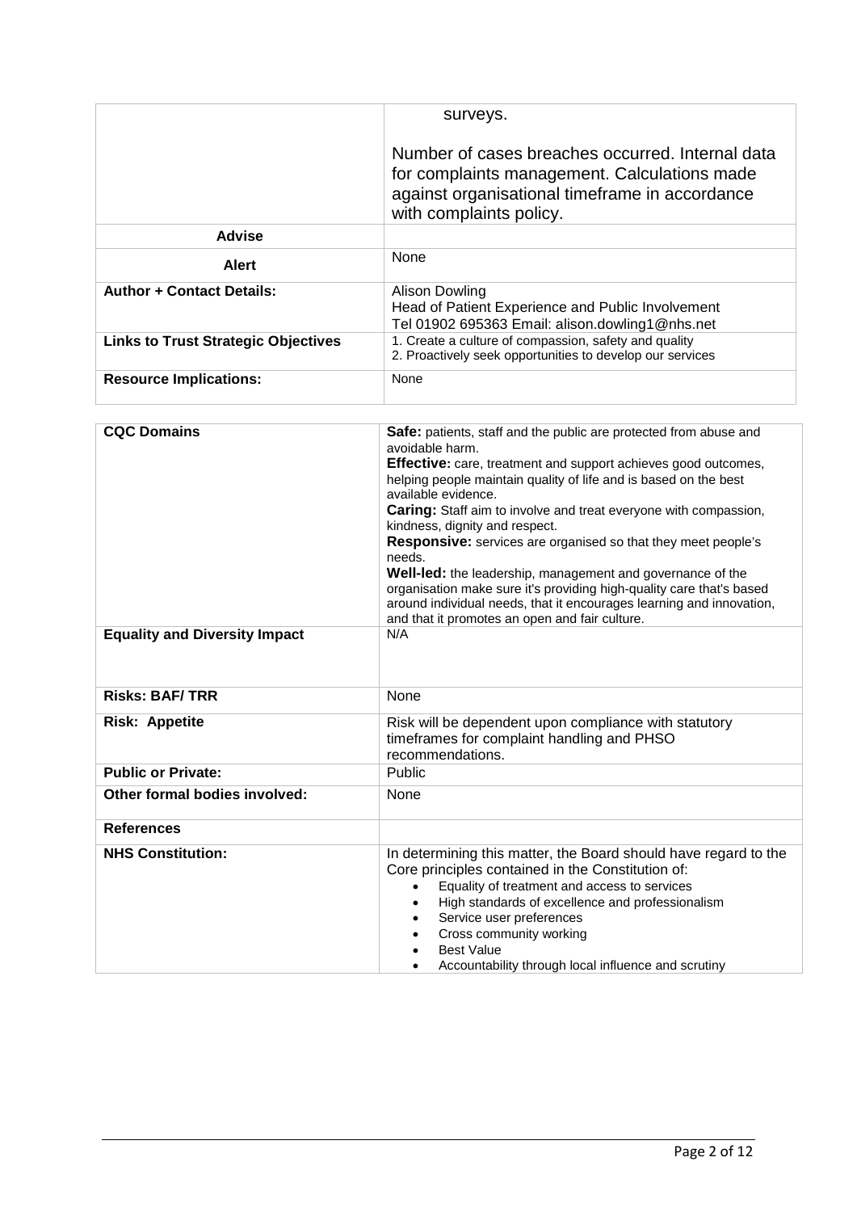| | |
|---|---|
| | surveys.<br><br>Number of cases breaches occurred. Internal data for complaints management. Calculations made against organisational timeframe in accordance with complaints policy. |
| **Advise** | |
| **Alert** | None |
| **Author + Contact Details:** | Alison Dowling<br>Head of Patient Experience and Public Involvement<br>Tel 01902 695363 Email: alison.dowling1@nhs.net |
| **Links to Trust Strategic Objectives** | 1. Create a culture of compassion, safety and quality<br>2. Proactively seek opportunities to develop our services |
| **Resource Implications:** | None |

| | |
|---|---|
| **CQC Domains** | **Safe:** patients, staff and the public are protected from abuse and avoidable harm.<br>**Effective:** care, treatment and support achieves good outcomes, helping people maintain quality of life and is based on the best available evidence.<br>**Caring:** Staff aim to involve and treat everyone with compassion, kindness, dignity and respect.<br>**Responsive:** services are organised so that they meet people's needs.<br>**Well-led:** the leadership, management and governance of the organisation make sure it's providing high-quality care that's based around individual needs, that it encourages learning and innovation, and that it promotes an open and fair culture. |
| **Equality and Diversity Impact** | N/A |
| **Risks: BAF/ TRR** | None |
| **Risk: Appetite** | Risk will be dependent upon compliance with statutory timeframes for complaint handling and PHSO recommendations. |
| **Public or Private:** | Public |
| **Other formal bodies involved:** | None |
| **References** | |
| **NHS Constitution:** | In determining this matter, the Board should have regard to the Core principles contained in the Constitution of:<br>• Equality of treatment and access to services<br>• High standards of excellence and professionalism<br>• Service user preferences<br>• Cross community working<br>• Best Value<br>• Accountability through local influence and scrutiny |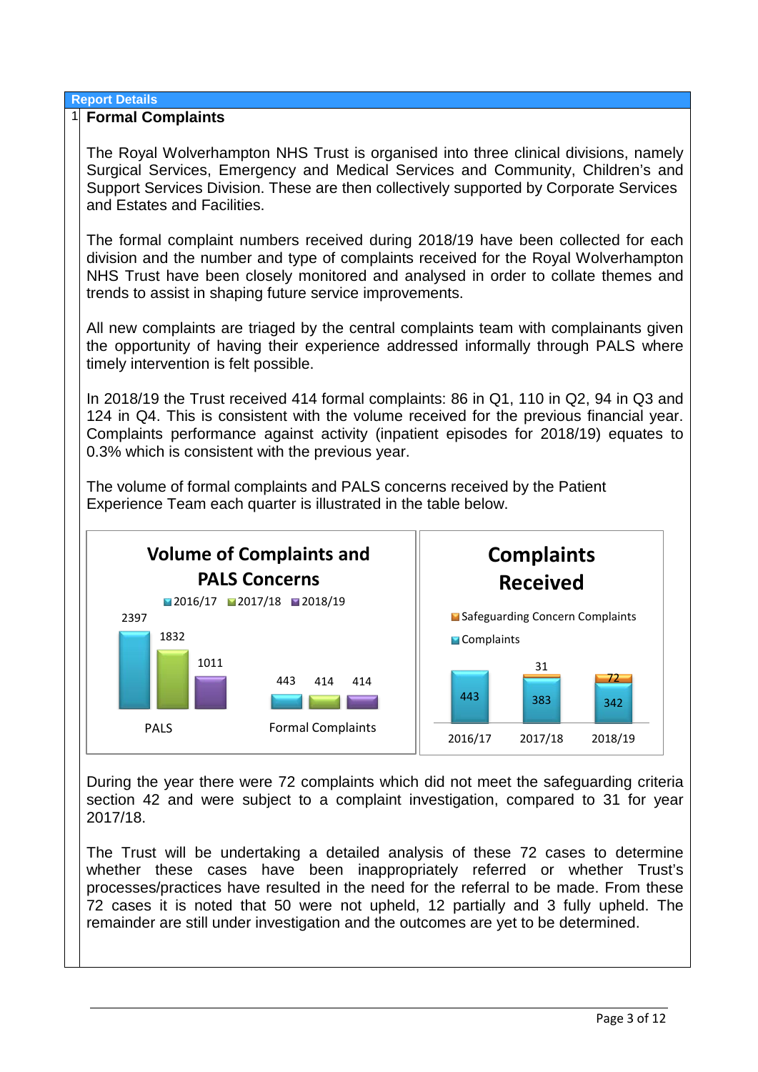**Report Details**

## 1 Formal Complaints

The Royal Wolverhampton NHS Trust is organised into three clinical divisions, namely Surgical Services, Emergency and Medical Services and Community, Children's and Support Services Division. These are then collectively supported by Corporate Services and Estates and Facilities.

The formal complaint numbers received during 2018/19 have been collected for each division and the number and type of complaints received for the Royal Wolverhampton NHS Trust have been closely monitored and analysed in order to collate themes and trends to assist in shaping future service improvements.

All new complaints are triaged by the central complaints team with complainants given the opportunity of having their experience addressed informally through PALS where timely intervention is felt possible.

In 2018/19 the Trust received 414 formal complaints: 86 in Q1, 110 in Q2, 94 in Q3 and 124 in Q4. This is consistent with the volume received for the previous financial year. Complaints performance against activity (inpatient episodes for 2018/19) equates to 0.3% which is consistent with the previous year.

The volume of formal complaints and PALS concerns received by the Patient Experience Team each quarter is illustrated in the table below.

**Volume of Complaints and PALS Concerns**

| | 2016/17 | 2017/18 | 2018/19 |
|---|---|---|---|
| PALS | 2397 | 1832 | 1011 |
| Formal Complaints | 443 | 414 | 414 |

**Complaints Received**

| | 2016/17 | 2017/18 | 2018/19 |
|---|---|---|---|
| Complaints | 443 | 383 | 342 |
| Safeguarding Concern Complaints | | 31 | 72 |

During the year there were 72 complaints which did not meet the safeguarding criteria section 42 and were subject to a complaint investigation, compared to 31 for year 2017/18.

The Trust will be undertaking a detailed analysis of these 72 cases to determine whether these cases have been inappropriately referred or whether Trust's processes/practices have resulted in the need for the referral to be made. From these 72 cases it is noted that 50 were not upheld, 12 partially and 3 fully upheld. The remainder are still under investigation and the outcomes are yet to be determined.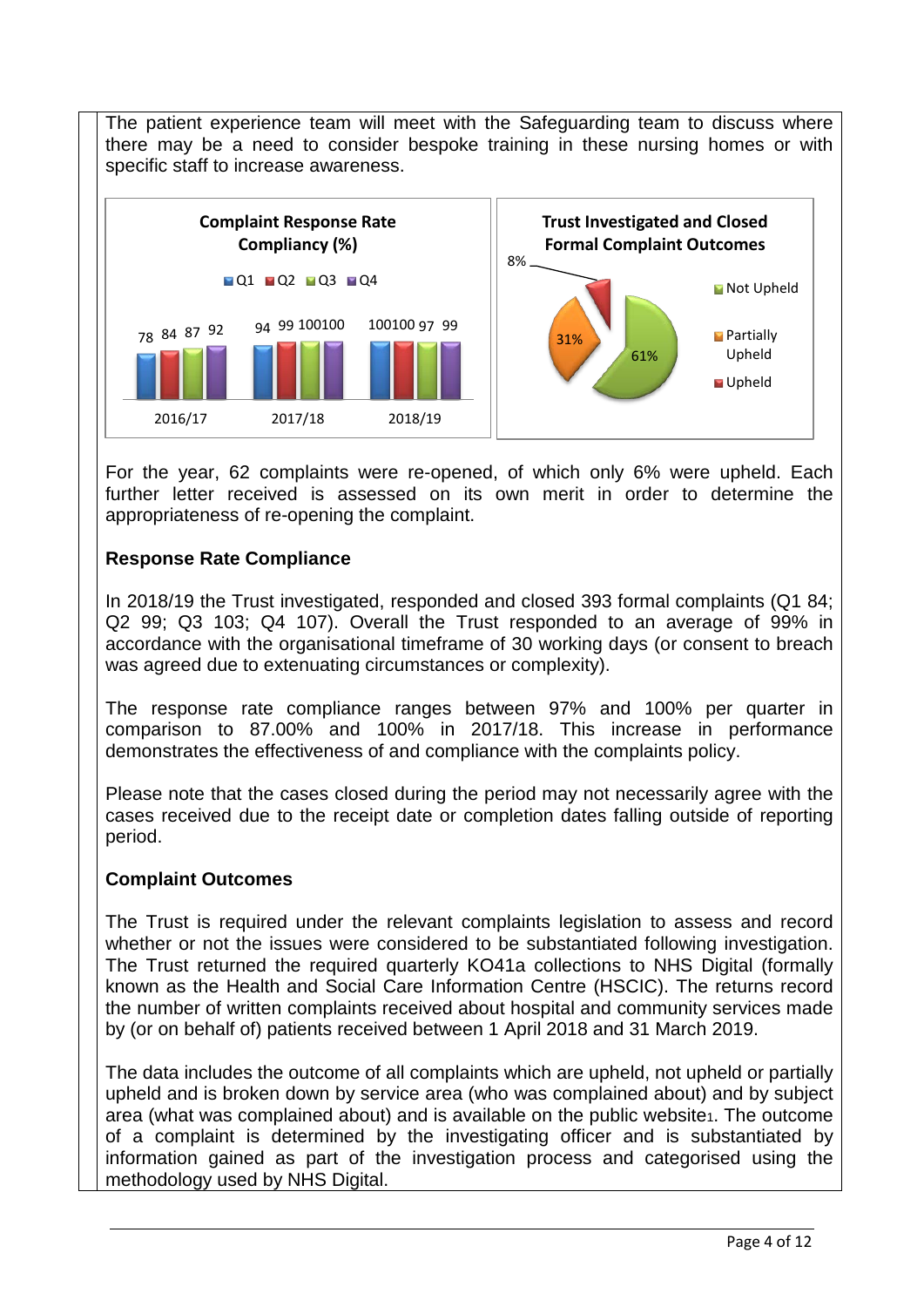The patient experience team will meet with the Safeguarding team to discuss where there may be a need to consider bespoke training in these nursing homes or with specific staff to increase awareness.

**Complaint Response Rate Compliancy (%)**

| | Q1 | Q2 | Q3 | Q4 |
|---|---|---|---|---|
| 2016/17 | 78 | 84 | 87 | 92 |
| 2017/18 | 94 | 99 | 100 | 100 |
| 2018/19 | 100 | 100 | 97 | 99 |

**Trust Investigated and Closed Formal Complaint Outcomes**

| Outcome | % |
|---|---|
| Not Upheld | 61% |
| Partially Upheld | 31% |
| Upheld | 8% |

For the year, 62 complaints were re-opened, of which only 6% were upheld. Each further letter received is assessed on its own merit in order to determine the appropriateness of re-opening the complaint.

**Response Rate Compliance**

In 2018/19 the Trust investigated, responded and closed 393 formal complaints (Q1 84; Q2 99; Q3 103; Q4 107). Overall the Trust responded to an average of 99% in accordance with the organisational timeframe of 30 working days (or consent to breach was agreed due to extenuating circumstances or complexity).

The response rate compliance ranges between 97% and 100% per quarter in comparison to 87.00% and 100% in 2017/18. This increase in performance demonstrates the effectiveness of and compliance with the complaints policy.

Please note that the cases closed during the period may not necessarily agree with the cases received due to the receipt date or completion dates falling outside of reporting period.

**Complaint Outcomes**

The Trust is required under the relevant complaints legislation to assess and record whether or not the issues were considered to be substantiated following investigation. The Trust returned the required quarterly KO41a collections to NHS Digital (formally known as the Health and Social Care Information Centre (HSCIC). The returns record the number of written complaints received about hospital and community services made by (or on behalf of) patients received between 1 April 2018 and 31 March 2019.

The data includes the outcome of all complaints which are upheld, not upheld or partially upheld and is broken down by service area (who was complained about) and by subject area (what was complained about) and is available on the public website[1]. The outcome of a complaint is determined by the investigating officer and is substantiated by information gained as part of the investigation process and categorised using the methodology used by NHS Digital.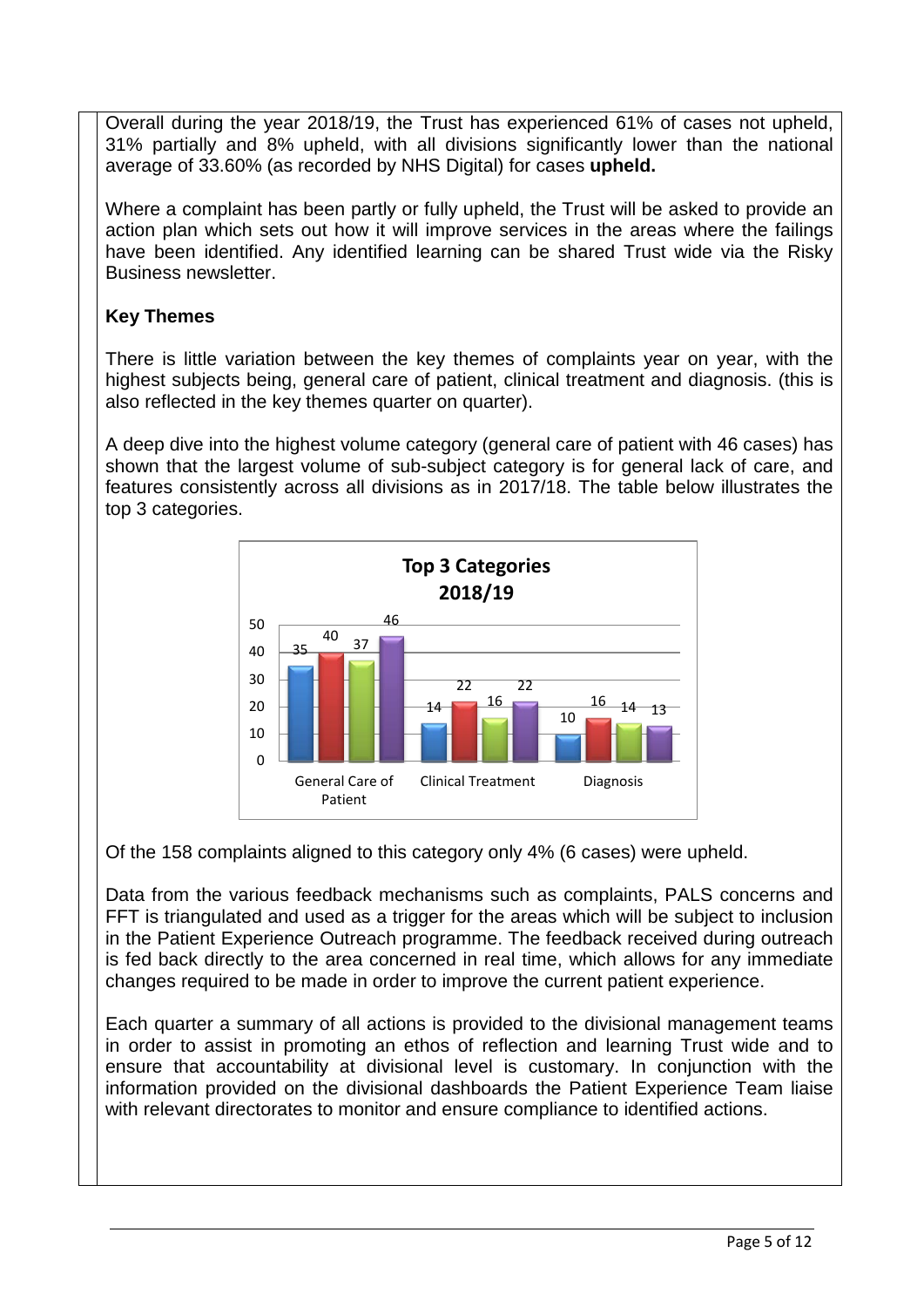Overall during the year 2018/19, the Trust has experienced 61% of cases not upheld, 31% partially and 8% upheld, with all divisions significantly lower than the national average of 33.60% (as recorded by NHS Digital) for cases **upheld.**

Where a complaint has been partly or fully upheld, the Trust will be asked to provide an action plan which sets out how it will improve services in the areas where the failings have been identified. Any identified learning can be shared Trust wide via the Risky Business newsletter.

**Key Themes**

There is little variation between the key themes of complaints year on year, with the highest subjects being, general care of patient, clinical treatment and diagnosis. (this is also reflected in the key themes quarter on quarter).

A deep dive into the highest volume category (general care of patient with 46 cases) has shown that the largest volume of sub-subject category is for general lack of care, and features consistently across all divisions as in 2017/18. The table below illustrates the top 3 categories.

**Top 3 Categories 2018/19**

| Category | Series 1 | Series 2 | Series 3 | Series 4 |
|---|---|---|---|---|
| General Care of Patient | 35 | 40 | 37 | 46 |
| Clinical Treatment | 14 | 22 | 16 | 22 |
| Diagnosis | 10 | 16 | 14 | 13 |

Of the 158 complaints aligned to this category only 4% (6 cases) were upheld.

Data from the various feedback mechanisms such as complaints, PALS concerns and FFT is triangulated and used as a trigger for the areas which will be subject to inclusion in the Patient Experience Outreach programme. The feedback received during outreach is fed back directly to the area concerned in real time, which allows for any immediate changes required to be made in order to improve the current patient experience.

Each quarter a summary of all actions is provided to the divisional management teams in order to assist in promoting an ethos of reflection and learning Trust wide and to ensure that accountability at divisional level is customary. In conjunction with the information provided on the divisional dashboards the Patient Experience Team liaise with relevant directorates to monitor and ensure compliance to identified actions.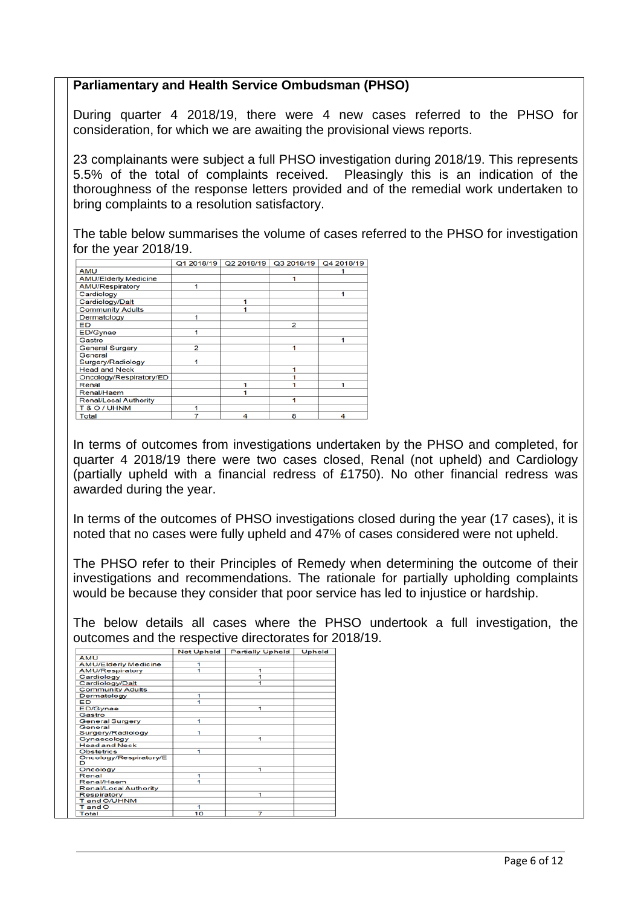## Parliamentary and Health Service Ombudsman (PHSO)

During quarter 4 2018/19, there were 4 new cases referred to the PHSO for consideration, for which we are awaiting the provisional views reports.

23 complainants were subject a full PHSO investigation during 2018/19. This represents 5.5% of the total of complaints received. Pleasingly this is an indication of the thoroughness of the response letters provided and of the remedial work undertaken to bring complaints to a resolution satisfactory.

The table below summarises the volume of cases referred to the PHSO for investigation for the year 2018/19.

| | Q1 2018/19 | Q2 2018/19 | Q3 2018/19 | Q4 2018/19 |
|---|---|---|---|---|
| AMU | | | | 1 |
| AMU/Elderly Medicine | | | 1 | |
| AMU/Respiratory | 1 | | | |
| Cardiology | | | | 1 |
| Cardiology/Dalt | | 1 | | |
| Community Adults | | 1 | | |
| Dermatology | 1 | | | |
| ED | | | 2 | |
| ED/Gynae | 1 | | | |
| Gastro | | | | 1 |
| General Surgery | 2 | | 1 | |
| General Surgery/Radiology | 1 | | | |
| Head and Neck | | | 1 | |
| Oncology/Respiratory/ED | | | 1 | |
| Renal | | 1 | 1 | 1 |
| Renal/Haem | | 1 | | |
| Renal/Local Authority | | | 1 | |
| T & O / UHNM | 1 | | | |
| Total | 7 | 4 | 8 | 4 |

In terms of outcomes from investigations undertaken by the PHSO and completed, for quarter 4 2018/19 there were two cases closed, Renal (not upheld) and Cardiology (partially upheld with a financial redress of £1750). No other financial redress was awarded during the year.

In terms of the outcomes of PHSO investigations closed during the year (17 cases), it is noted that no cases were fully upheld and 47% of cases considered were not upheld.

The PHSO refer to their Principles of Remedy when determining the outcome of their investigations and recommendations. The rationale for partially upholding complaints would be because they consider that poor service has led to injustice or hardship.

The below details all cases where the PHSO undertook a full investigation, the outcomes and the respective directorates for 2018/19.

| | Not Upheld | Partially Upheld | Upheld |
|---|---|---|---|
| AMU | | | |
| AMU/Elderly Medicine | 1 | | |
| AMU/Respiratory | 1 | 1 | |
| Cardiology | | 1 | |
| Cardiology/Dalt | | 1 | |
| Community Adults | | | |
| Dermatology | 1 | | |
| ED | 1 | | |
| ED/Gynae | | 1 | |
| Gastro | | | |
| General Surgery | 1 | | |
| General Surgery/Radiology | 1 | | |
| Gynaecology | | 1 | |
| Head and Neck | | | |
| Obstetrics | 1 | | |
| Oncology/Respiratory/ED | | | |
| Oncology | | 1 | |
| Renal | 1 | | |
| Renal/Haem | 1 | | |
| Renal/Local Authority | | | |
| Respiratory | | 1 | |
| T and O/UHNM | | | |
| T and O | 1 | | |
| Total | 10 | 7 | |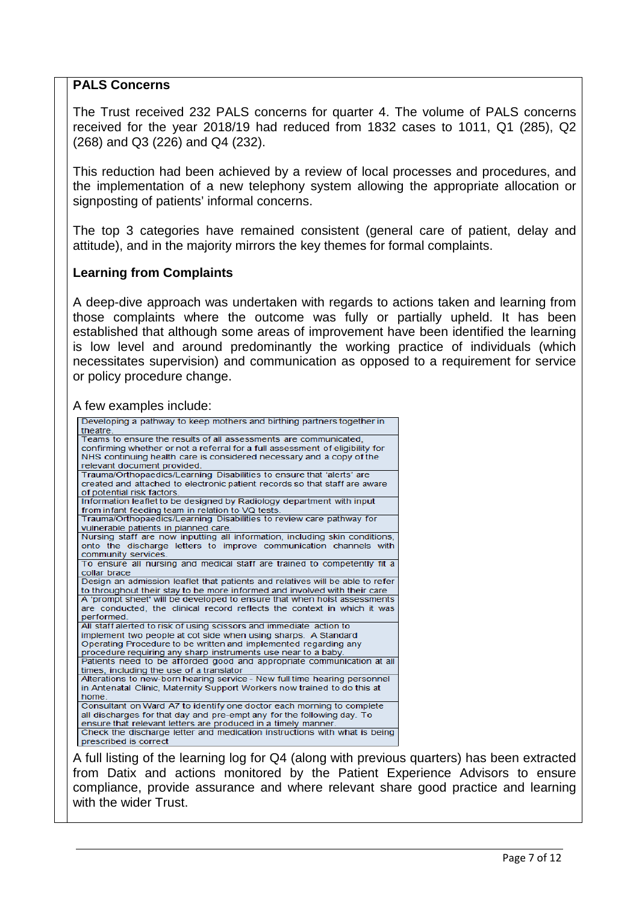**PALS Concerns**

The Trust received 232 PALS concerns for quarter 4. The volume of PALS concerns received for the year 2018/19 had reduced from 1832 cases to 1011, Q1 (285), Q2 (268) and Q3 (226) and Q4 (232).

This reduction had been achieved by a review of local processes and procedures, and the implementation of a new telephony system allowing the appropriate allocation or signposting of patients' informal concerns.

The top 3 categories have remained consistent (general care of patient, delay and attitude), and in the majority mirrors the key themes for formal complaints.

**Learning from Complaints**

A deep-dive approach was undertaken with regards to actions taken and learning from those complaints where the outcome was fully or partially upheld. It has been established that although some areas of improvement have been identified the learning is low level and around predominantly the working practice of individuals (which necessitates supervision) and communication as opposed to a requirement for service or policy procedure change.

A few examples include:

| |
|---|
| Developing a pathway to keep mothers and birthing partners together in theatre. |
| Teams to ensure the results of all assessments are communicated, confirming whether or not a referral for a full assessment of eligibility for NHS continuing health care is considered necessary and a copy of the relevant document provided. |
| Trauma/Orthopaedics/Learning Disabilities to ensure that 'alerts' are created and attached to electronic patient records so that staff are aware of potential risk factors. |
| Information leaflet to be designed by Radiology department with input from infant feeding team in relation to VQ tests. |
| Trauma/Orthopaedics/Learning Disabilities to review care pathway for vulnerable patients in planned care. |
| Nursing staff are now inputting all information, including skin conditions, onto the discharge letters to improve communication channels with community services. |
| To ensure all nursing and medical staff are trained to competently fit a collar brace |
| Design an admission leaflet that patients and relatives will be able to refer to throughout their stay to be more informed and involved with their care |
| A 'prompt sheet' will be developed to ensure that when hoist assessments are conducted, the clinical record reflects the context in which it was performed. |
| All staff alerted to risk of using scissors and immediate action to implement two people at cot side when using sharps. A Standard Operating Procedure to be written and implemented regarding any procedure requiring any sharp instruments use near to a baby. |
| Patients need to be afforded good and appropriate communication at all times, including the use of a translator |
| Alterations to new-born hearing service - New full time hearing personnel in Antenatal Clinic, Maternity Support Workers now trained to do this at home. |
| Consultant on Ward A7 to identify one doctor each morning to complete all discharges for that day and pre-empt any for the following day. To ensure that relevant letters are produced in a timely manner. |
| Check the discharge letter and medication instructions with what is being prescribed is correct |

A full listing of the learning log for Q4 (along with previous quarters) has been extracted from Datix and actions monitored by the Patient Experience Advisors to ensure compliance, provide assurance and where relevant share good practice and learning with the wider Trust.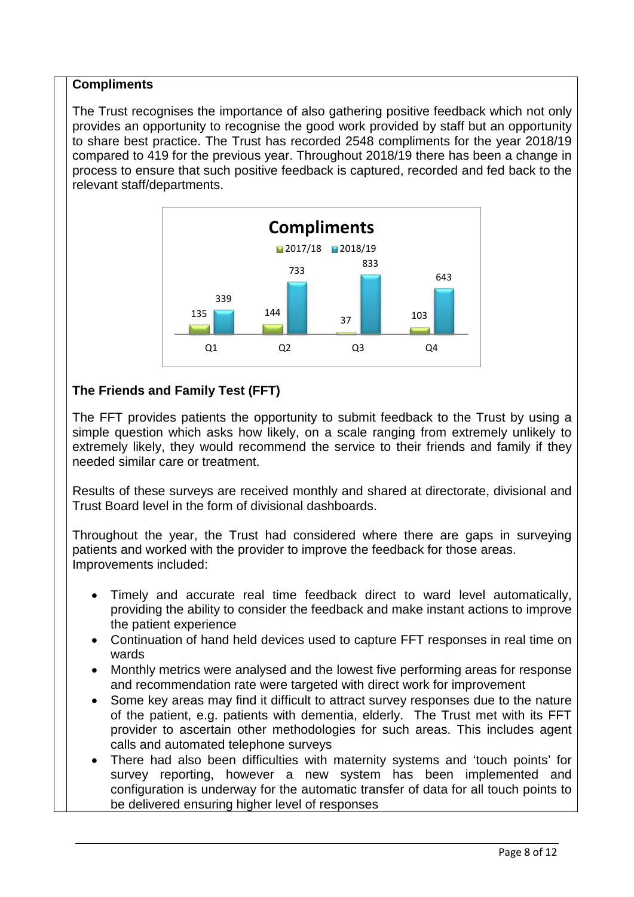## Compliments

The Trust recognises the importance of also gathering positive feedback which not only provides an opportunity to recognise the good work provided by staff but an opportunity to share best practice. The Trust has recorded 2548 compliments for the year 2018/19 compared to 419 for the previous year. Throughout 2018/19 there has been a change in process to ensure that such positive feedback is captured, recorded and fed back to the relevant staff/departments.

**Compliments**

| | Q1 | Q2 | Q3 | Q4 |
|---|---|---|---|---|
| 2017/18 | 135 | 144 | 37 | 103 |
| 2018/19 | 339 | 733 | 833 | 643 |

## The Friends and Family Test (FFT)

The FFT provides patients the opportunity to submit feedback to the Trust by using a simple question which asks how likely, on a scale ranging from extremely unlikely to extremely likely, they would recommend the service to their friends and family if they needed similar care or treatment.

Results of these surveys are received monthly and shared at directorate, divisional and Trust Board level in the form of divisional dashboards.

Throughout the year, the Trust had considered where there are gaps in surveying patients and worked with the provider to improve the feedback for those areas. Improvements included:

- Timely and accurate real time feedback direct to ward level automatically, providing the ability to consider the feedback and make instant actions to improve the patient experience
- Continuation of hand held devices used to capture FFT responses in real time on wards
- Monthly metrics were analysed and the lowest five performing areas for response and recommendation rate were targeted with direct work for improvement
- Some key areas may find it difficult to attract survey responses due to the nature of the patient, e.g. patients with dementia, elderly. The Trust met with its FFT provider to ascertain other methodologies for such areas. This includes agent calls and automated telephone surveys
- There had also been difficulties with maternity systems and 'touch points' for survey reporting, however a new system has been implemented and configuration is underway for the automatic transfer of data for all touch points to be delivered ensuring higher level of responses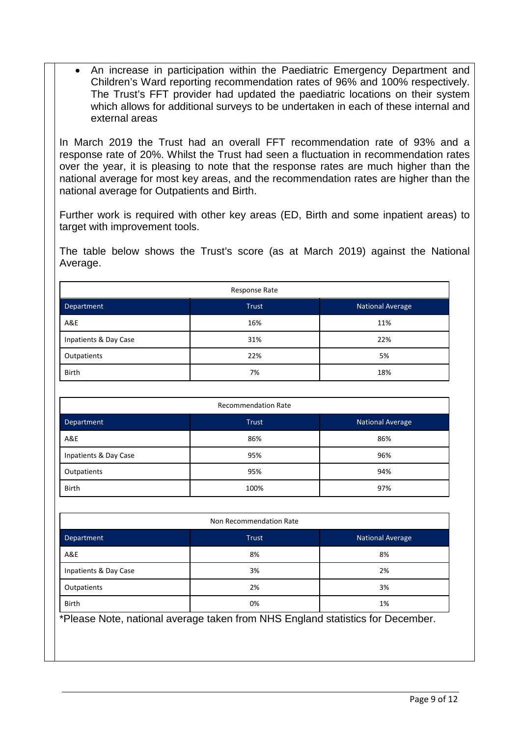- An increase in participation within the Paediatric Emergency Department and Children's Ward reporting recommendation rates of 96% and 100% respectively. The Trust's FFT provider had updated the paediatric locations on their system which allows for additional surveys to be undertaken in each of these internal and external areas

In March 2019 the Trust had an overall FFT recommendation rate of 93% and a response rate of 20%. Whilst the Trust had seen a fluctuation in recommendation rates over the year, it is pleasing to note that the response rates are much higher than the national average for most key areas, and the recommendation rates are higher than the national average for Outpatients and Birth.

Further work is required with other key areas (ED, Birth and some inpatient areas) to target with improvement tools.

The table below shows the Trust's score (as at March 2019) against the National Average.

| Response Rate | | |
|---|---|---|
| Department | Trust | National Average |
| A&E | 16% | 11% |
| Inpatients & Day Case | 31% | 22% |
| Outpatients | 22% | 5% |
| Birth | 7% | 18% |

| Recommendation Rate | | |
|---|---|---|
| Department | Trust | National Average |
| A&E | 86% | 86% |
| Inpatients & Day Case | 95% | 96% |
| Outpatients | 95% | 94% |
| Birth | 100% | 97% |

| Non Recommendation Rate | | |
|---|---|---|
| Department | Trust | National Average |
| A&E | 8% | 8% |
| Inpatients & Day Case | 3% | 2% |
| Outpatients | 2% | 3% |
| Birth | 0% | 1% |

*Please Note, national average taken from NHS England statistics for December.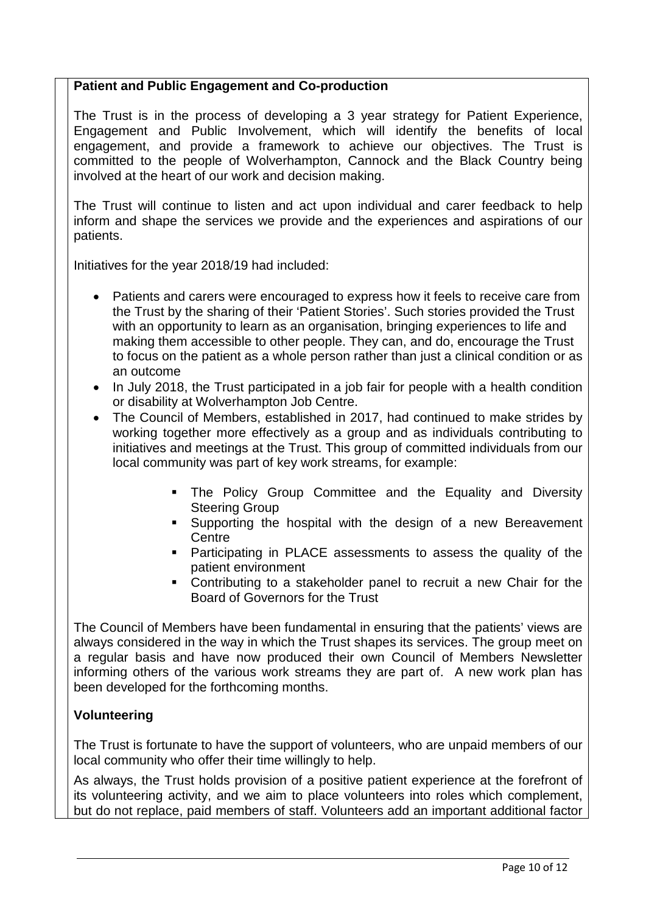**Patient and Public Engagement and Co-production**

The Trust is in the process of developing a 3 year strategy for Patient Experience, Engagement and Public Involvement, which will identify the benefits of local engagement, and provide a framework to achieve our objectives. The Trust is committed to the people of Wolverhampton, Cannock and the Black Country being involved at the heart of our work and decision making.

The Trust will continue to listen and act upon individual and carer feedback to help inform and shape the services we provide and the experiences and aspirations of our patients.

Initiatives for the year 2018/19 had included:

- Patients and carers were encouraged to express how it feels to receive care from the Trust by the sharing of their 'Patient Stories'. Such stories provided the Trust with an opportunity to learn as an organisation, bringing experiences to life and making them accessible to other people. They can, and do, encourage the Trust to focus on the patient as a whole person rather than just a clinical condition or as an outcome
- In July 2018, the Trust participated in a job fair for people with a health condition or disability at Wolverhampton Job Centre.
- The Council of Members, established in 2017, had continued to make strides by working together more effectively as a group and as individuals contributing to initiatives and meetings at the Trust. This group of committed individuals from our local community was part of key work streams, for example:
  - The Policy Group Committee and the Equality and Diversity Steering Group
  - Supporting the hospital with the design of a new Bereavement Centre
  - Participating in PLACE assessments to assess the quality of the patient environment
  - Contributing to a stakeholder panel to recruit a new Chair for the Board of Governors for the Trust

The Council of Members have been fundamental in ensuring that the patients' views are always considered in the way in which the Trust shapes its services. The group meet on a regular basis and have now produced their own Council of Members Newsletter informing others of the various work streams they are part of. A new work plan has been developed for the forthcoming months.

**Volunteering**

The Trust is fortunate to have the support of volunteers, who are unpaid members of our local community who offer their time willingly to help.

As always, the Trust holds provision of a positive patient experience at the forefront of its volunteering activity, and we aim to place volunteers into roles which complement, but do not replace, paid members of staff. Volunteers add an important additional factor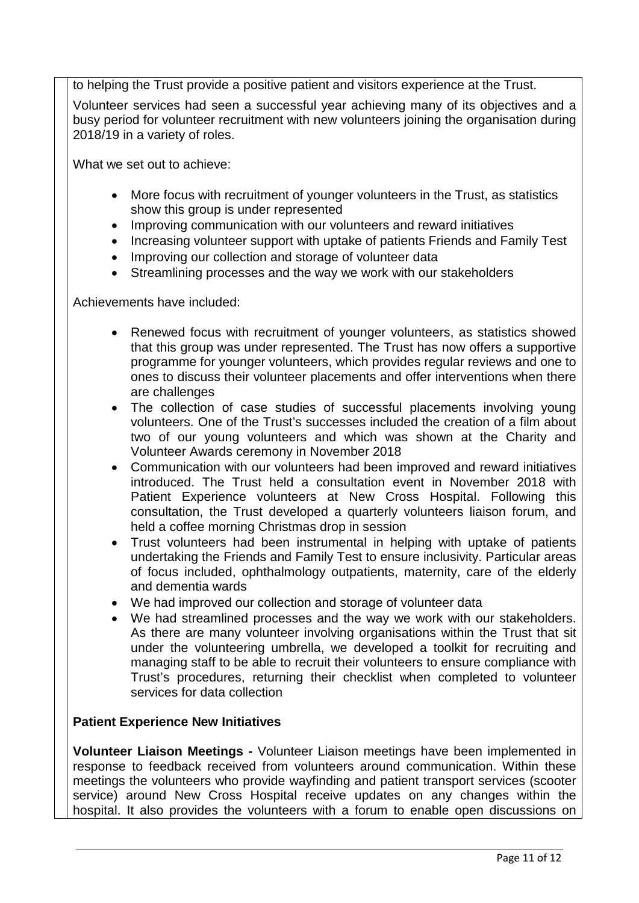to helping the Trust provide a positive patient and visitors experience at the Trust.

Volunteer services had seen a successful year achieving many of its objectives and a busy period for volunteer recruitment with new volunteers joining the organisation during 2018/19 in a variety of roles.

What we set out to achieve:

- More focus with recruitment of younger volunteers in the Trust, as statistics show this group is under represented
- Improving communication with our volunteers and reward initiatives
- Increasing volunteer support with uptake of patients Friends and Family Test
- Improving our collection and storage of volunteer data
- Streamlining processes and the way we work with our stakeholders

Achievements have included:

- Renewed focus with recruitment of younger volunteers, as statistics showed that this group was under represented. The Trust has now offers a supportive programme for younger volunteers, which provides regular reviews and one to ones to discuss their volunteer placements and offer interventions when there are challenges
- The collection of case studies of successful placements involving young volunteers. One of the Trust's successes included the creation of a film about two of our young volunteers and which was shown at the Charity and Volunteer Awards ceremony in November 2018
- Communication with our volunteers had been improved and reward initiatives introduced. The Trust held a consultation event in November 2018 with Patient Experience volunteers at New Cross Hospital. Following this consultation, the Trust developed a quarterly volunteers liaison forum, and held a coffee morning Christmas drop in session
- Trust volunteers had been instrumental in helping with uptake of patients undertaking the Friends and Family Test to ensure inclusivity. Particular areas of focus included, ophthalmology outpatients, maternity, care of the elderly and dementia wards
- We had improved our collection and storage of volunteer data
- We had streamlined processes and the way we work with our stakeholders. As there are many volunteer involving organisations within the Trust that sit under the volunteering umbrella, we developed a toolkit for recruiting and managing staff to be able to recruit their volunteers to ensure compliance with Trust's procedures, returning their checklist when completed to volunteer services for data collection

**Patient Experience New Initiatives**

**Volunteer Liaison Meetings -** Volunteer Liaison meetings have been implemented in response to feedback received from volunteers around communication. Within these meetings the volunteers who provide wayfinding and patient transport services (scooter service) around New Cross Hospital receive updates on any changes within the hospital. It also provides the volunteers with a forum to enable open discussions on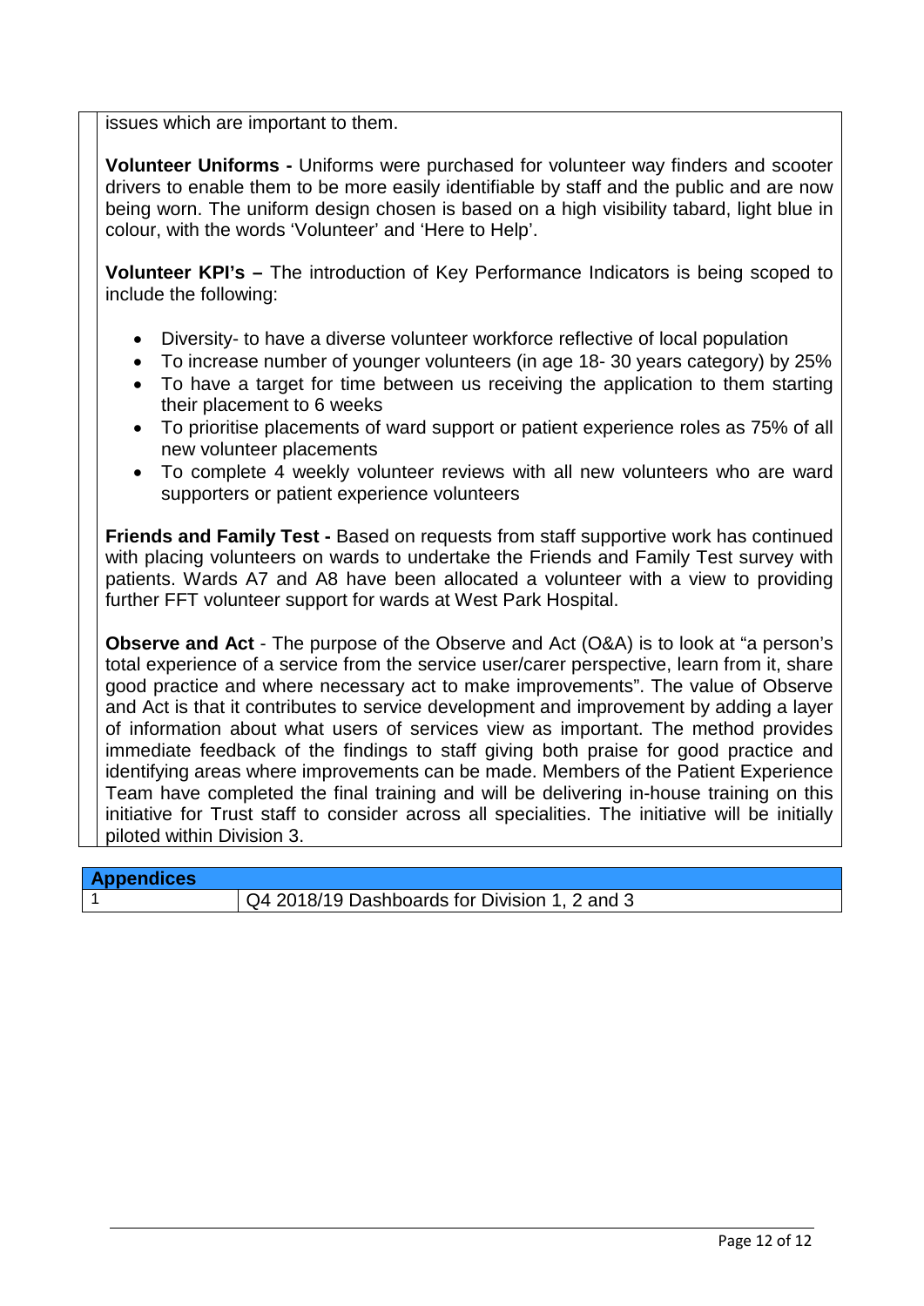issues which are important to them.

**Volunteer Uniforms -** Uniforms were purchased for volunteer way finders and scooter drivers to enable them to be more easily identifiable by staff and the public and are now being worn. The uniform design chosen is based on a high visibility tabard, light blue in colour, with the words 'Volunteer' and 'Here to Help'.

**Volunteer KPI's –** The introduction of Key Performance Indicators is being scoped to include the following:

- Diversity- to have a diverse volunteer workforce reflective of local population
- To increase number of younger volunteers (in age 18- 30 years category) by 25%
- To have a target for time between us receiving the application to them starting their placement to 6 weeks
- To prioritise placements of ward support or patient experience roles as 75% of all new volunteer placements
- To complete 4 weekly volunteer reviews with all new volunteers who are ward supporters or patient experience volunteers

**Friends and Family Test -** Based on requests from staff supportive work has continued with placing volunteers on wards to undertake the Friends and Family Test survey with patients. Wards A7 and A8 have been allocated a volunteer with a view to providing further FFT volunteer support for wards at West Park Hospital.

**Observe and Act** - The purpose of the Observe and Act (O&A) is to look at "a person's total experience of a service from the service user/carer perspective, learn from it, share good practice and where necessary act to make improvements". The value of Observe and Act is that it contributes to service development and improvement by adding a layer of information about what users of services view as important. The method provides immediate feedback of the findings to staff giving both praise for good practice and identifying areas where improvements can be made. Members of the Patient Experience Team have completed the final training and will be delivering in-house training on this initiative for Trust staff to consider across all specialities. The initiative will be initially piloted within Division 3.

| **Appendices** | |
|---|---|
| 1 | Q4 2018/19 Dashboards for Division 1, 2 and 3 |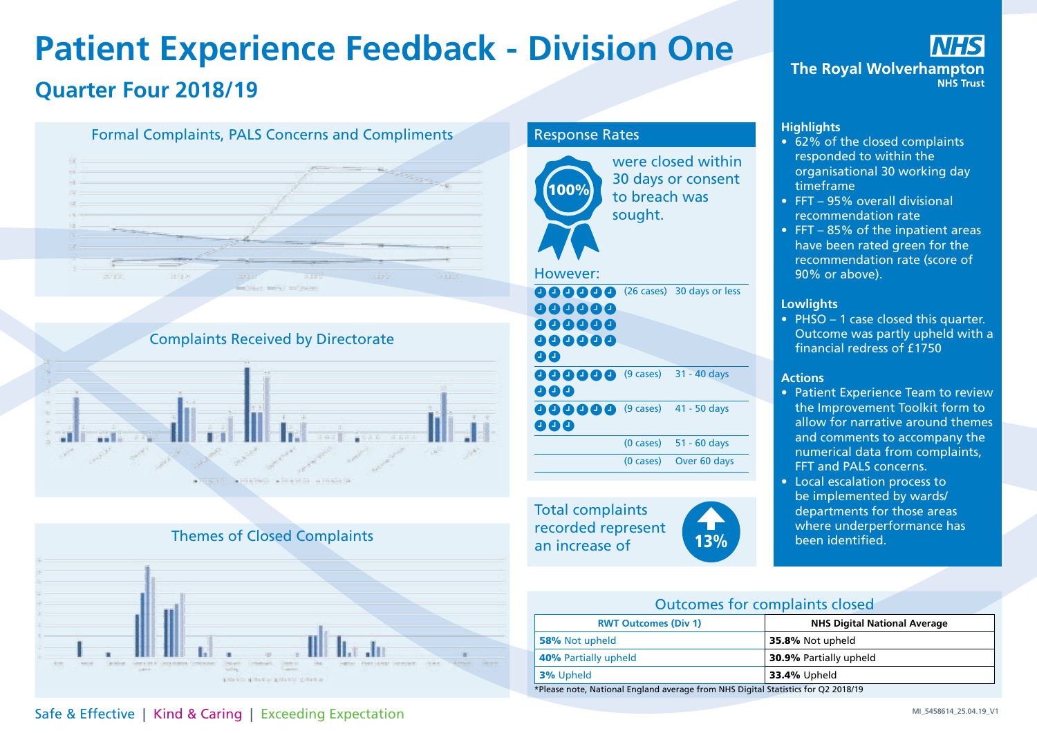# Patient Experience Feedback - Division One

## Quarter Four 2018/19

### Formal Complaints, PALS Concerns and Compliments

### Complaints Received by Directorate

### Themes of Closed Complaints

### Response Rates

100% were closed within 30 days or consent to breach was sought.

However:

| | |
|---|---|
| (26 cases) | 30 days or less |
| (9 cases) | 31 - 40 days |
| (9 cases) | 41 - 50 days |
| (0 cases) | 51 - 60 days |
| (0 cases) | Over 60 days |

Total complaints recorded represent an increase of 13%

### Outcomes for complaints closed

| RWT Outcomes (Div 1) | NHS Digital National Average |
|---|---|
| **58%** Not upheld | **35.8%** Not upheld |
| **40%** Partially upheld | **30.9%** Partially upheld |
| **3%** Upheld | **33.4%** Upheld |

*Please note, National England average from NHS Digital Statistics for Q2 2018/19

**NHS The Royal Wolverhampton NHS Trust**

### Highlights

- 62% of the closed complaints responded to within the organisational 30 working day timeframe
- FFT – 95% overall divisional recommendation rate
- FFT – 85% of the inpatient areas have been rated green for the recommendation rate (score of 90% or above).

### Lowlights

- PHSO – 1 case closed this quarter. Outcome was partly upheld with a financial redress of £1750

### Actions

- Patient Experience Team to review the Improvement Toolkit form to allow for narrative around themes and comments to accompany the numerical data from complaints, FFT and PALS concerns.
- Local escalation process to be implemented by wards/ departments for those areas where underperformance has been identified.

Safe & Effective | Kind & Caring | Exceeding Expectation

MI_5458614_25.04.19_V1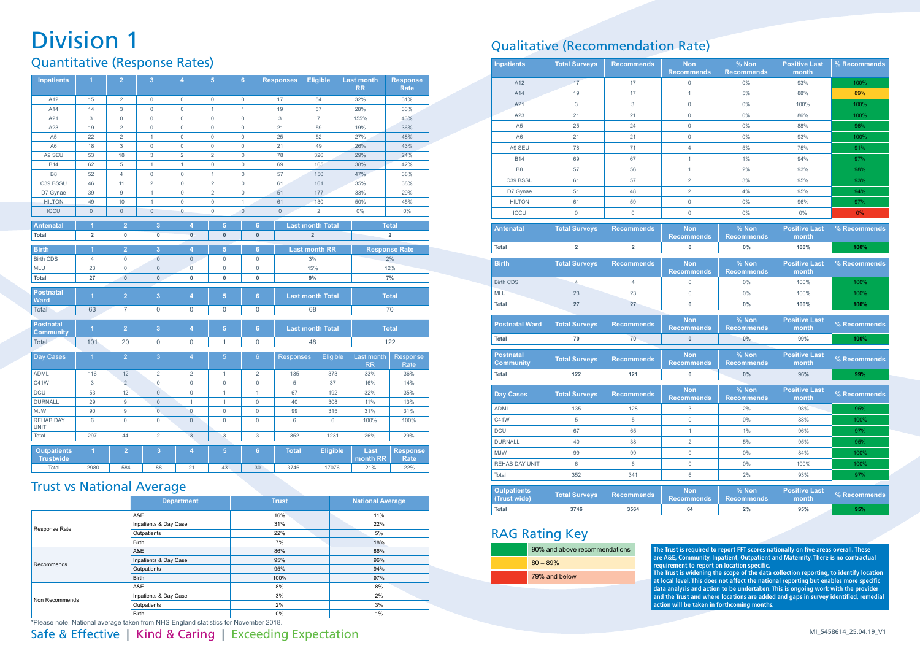# Division 1

## Quantitative (Response Rates)

| Inpatients | 1 | 2 | 3 | 4 | 5 | 6 | Responses | Eligible | Last month RR | Response Rate |
|---|---|---|---|---|---|---|---|---|---|---|
| A12 | 15 | 2 | 0 | 0 | 0 | 0 | 17 | 54 | 32% | 31% |
| A14 | 14 | 3 | 0 | 0 | 1 | 1 | 19 | 57 | 28% | 33% |
| A21 | 3 | 0 | 0 | 0 | 0 | 0 | 3 | 7 | 155% | 43% |
| A23 | 19 | 2 | 0 | 0 | 0 | 0 | 21 | 59 | 19% | 36% |
| A5 | 22 | 2 | 1 | 0 | 0 | 0 | 25 | 52 | 27% | 48% |
| A6 | 18 | 3 | 0 | 0 | 0 | 0 | 21 | 49 | 26% | 43% |
| A9 SEU | 53 | 18 | 3 | 2 | 2 | 0 | 78 | 326 | 29% | 24% |
| B14 | 62 | 5 | 1 | 1 | 0 | 0 | 69 | 165 | 38% | 42% |
| B8 | 52 | 4 | 0 | 0 | 1 | 0 | 57 | 150 | 47% | 38% |
| C39 BSSU | 46 | 11 | 2 | 0 | 2 | 0 | 61 | 161 | 35% | 38% |
| D7 Gynae | 39 | 9 | 1 | 0 | 2 | 0 | 51 | 177 | 33% | 29% |
| HILTON | 49 | 10 | 1 | 0 | 0 | 1 | 61 | 130 | 50% | 45% |
| ICCU | 0 | 0 | 0 | 0 | 0 | 0 | 0 | 2 | 0% | 0% |

| Antenatal | 1 | 2 | 3 | 4 | 5 | 6 | Last month Total | Total |
|---|---|---|---|---|---|---|---|---|
| Total | 2 | 0 | 0 | 0 | 0 | 0 | 2 | 2 |

| Birth | 1 | 2 | 3 | 4 | 5 | 6 | Last month RR | Response Rate |
|---|---|---|---|---|---|---|---|---|
| Birth CDS | 4 | 0 | 0 | 0 | 0 | 0 | 3% | 2% |
| MLU | 23 | 0 | 0 | 0 | 0 | 0 | 15% | 12% |
| Total | 27 | 0 | 0 | 0 | 0 | 0 | 9% | 7% |

| Postnatal Ward | 1 | 2 | 3 | 4 | 5 | 6 | Last month Total | Total |
|---|---|---|---|---|---|---|---|---|
| Total | 63 | 7 | 0 | 0 | 0 | 0 | 68 | 70 |

| Postnatal Community | 1 | 2 | 3 | 4 | 5 | 6 | Last month Total | Total |
|---|---|---|---|---|---|---|---|---|
| Total | 101 | 20 | 0 | 0 | 1 | 0 | 48 | 122 |

| Day Cases | 1 | 2 | 3 | 4 | 5 | 6 | Responses | Eligible | Last month RR | Response Rate |
|---|---|---|---|---|---|---|---|---|---|---|
| ADML | 116 | 12 | 2 | 2 | 1 | 2 | 135 | 373 | 33% | 36% |
| C41W | 3 | 2 | 0 | 0 | 0 | 0 | 5 | 37 | 16% | 14% |
| DCU | 53 | 12 | 0 | 0 | 1 | 1 | 67 | 192 | 32% | 35% |
| DURNALL | 29 | 9 | 0 | 1 | 1 | 0 | 40 | 308 | 11% | 13% |
| MJW | 90 | 9 | 0 | 0 | 0 | 0 | 99 | 315 | 31% | 31% |
| REHAB DAY UNIT | 6 | 0 | 0 | 0 | 0 | 0 | 6 | 6 | 100% | 100% |
| Total | 297 | 44 | 2 | 3 | 3 | 3 | 352 | 1231 | 26% | 29% |

| Outpatients Trustwide | 1 | 2 | 3 | 4 | 5 | 6 | Total | Eligible | Last month RR | Response Rate |
|---|---|---|---|---|---|---|---|---|---|---|
| Total | 2980 | 584 | 88 | 21 | 43 | 30 | 3746 | 17076 | 21% | 22% |

## Trust vs National Average

| | Department | Trust | National Average |
|---|---|---|---|
| Response Rate | A&E | 16% | 11% |
| | Inpatients & Day Case | 31% | 22% |
| | Outpatients | 22% | 5% |
| | Birth | 7% | 18% |
| Recommends | A&E | 86% | 86% |
| | Inpatients & Day Case | 95% | 96% |
| | Outpatients | 95% | 94% |
| | Birth | 100% | 97% |
| Non Recommends | A&E | 8% | 8% |
| | Inpatients & Day Case | 3% | 2% |
| | Outpatients | 2% | 3% |
| | Birth | 0% | 1% |

*Please note, National average taken from NHS England statistics for November 2018.

## Qualitative (Recommendation Rate)

| Inpatients | Total Surveys | Recommends | Non Recommends | % Non Recommends | Positive Last month | % Recommends |
|---|---|---|---|---|---|---|
| A12 | 17 | 17 | 0 | 0% | 93% | 100% |
| A14 | 19 | 17 | 1 | 5% | 88% | 89% |
| A21 | 3 | 3 | 0 | 0% | 100% | 100% |
| A23 | 21 | 21 | 0 | 0% | 86% | 100% |
| A5 | 25 | 24 | 0 | 0% | 88% | 96% |
| A6 | 21 | 21 | 0 | 0% | 93% | 100% |
| A9 SEU | 78 | 71 | 4 | 5% | 75% | 91% |
| B14 | 69 | 67 | 1 | 1% | 94% | 97% |
| B8 | 57 | 56 | 1 | 2% | 93% | 98% |
| C39 BSSU | 61 | 57 | 2 | 3% | 95% | 93% |
| D7 Gynae | 51 | 48 | 2 | 4% | 95% | 94% |
| HILTON | 61 | 59 | 0 | 0% | 96% | 97% |
| ICCU | 0 | 0 | 0 | 0% | 0% | 0% |

| Antenatal | Total Surveys | Recommends | Non Recommends | % Non Recommends | Positive Last month | % Recommends |
|---|---|---|---|---|---|---|
| Total | 2 | 2 | 0 | 0% | 100% | 100% |

| Birth | Total Surveys | Recommends | Non Recommends | % Non Recommends | Positive Last month | % Recommends |
|---|---|---|---|---|---|---|
| Birth CDS | 4 | 4 | 0 | 0% | 100% | 100% |
| MLU | 23 | 23 | 0 | 0% | 100% | 100% |
| Total | 27 | 27 | 0 | 0% | 100% | 100% |

| Postnatal Ward | Total Surveys | Recommends | Non Recommends | % Non Recommends | Positive Last month | % Recommends |
|---|---|---|---|---|---|---|
| Total | 70 | 70 | 0 | 0% | 99% | 100% |

| Postnatal Community | Total Surveys | Recommends | Non Recommends | % Non Recommends | Positive Last month | % Recommends |
|---|---|---|---|---|---|---|
| Total | 122 | 121 | 0 | 0% | 96% | 99% |

| Day Cases | Total Surveys | Recommends | Non Recommends | % Non Recommends | Positive Last month | % Recommends |
|---|---|---|---|---|---|---|
| ADML | 135 | 128 | 3 | 2% | 98% | 95% |
| C41W | 5 | 5 | 0 | 0% | 88% | 100% |
| DCU | 67 | 65 | 1 | 1% | 96% | 97% |
| DURNALL | 40 | 38 | 2 | 5% | 95% | 95% |
| MJW | 99 | 99 | 0 | 0% | 84% | 100% |
| REHAB DAY UNIT | 6 | 6 | 0 | 0% | 100% | 100% |
| Total | 352 | 341 | 6 | 2% | 93% | 97% |

| Outpatients (Trust wide) | Total Surveys | Recommends | Non Recommends | % Non Recommends | Positive Last month | % Recommends |
|---|---|---|---|---|---|---|
| Total | 3746 | 3564 | 64 | 2% | 95% | 95% |

## RAG Rating Key

| Colour | Rating |
|---|---|
| Green | 90% and above recommendations |
| Amber | 80 – 89% |
| Red | 79% and below |

**The Trust is required to report FFT scores nationally on five areas overall. These are A&E, Community, Inpatient, Outpatient and Maternity. There is no contractual requirement to report on location specific.**
**The Trust is widening the scope of the data collection reporting, to identify location at local level. This does not affect the national reporting but enables more specific data analysis and action to be undertaken. This is ongoing work with the provider and the Trust and where locations are added and gaps in survey identified, remedial action will be taken in forthcoming months.**

Safe & Effective | Kind & Caring | Exceeding Expectation

MI_5458614_25.04.19_V1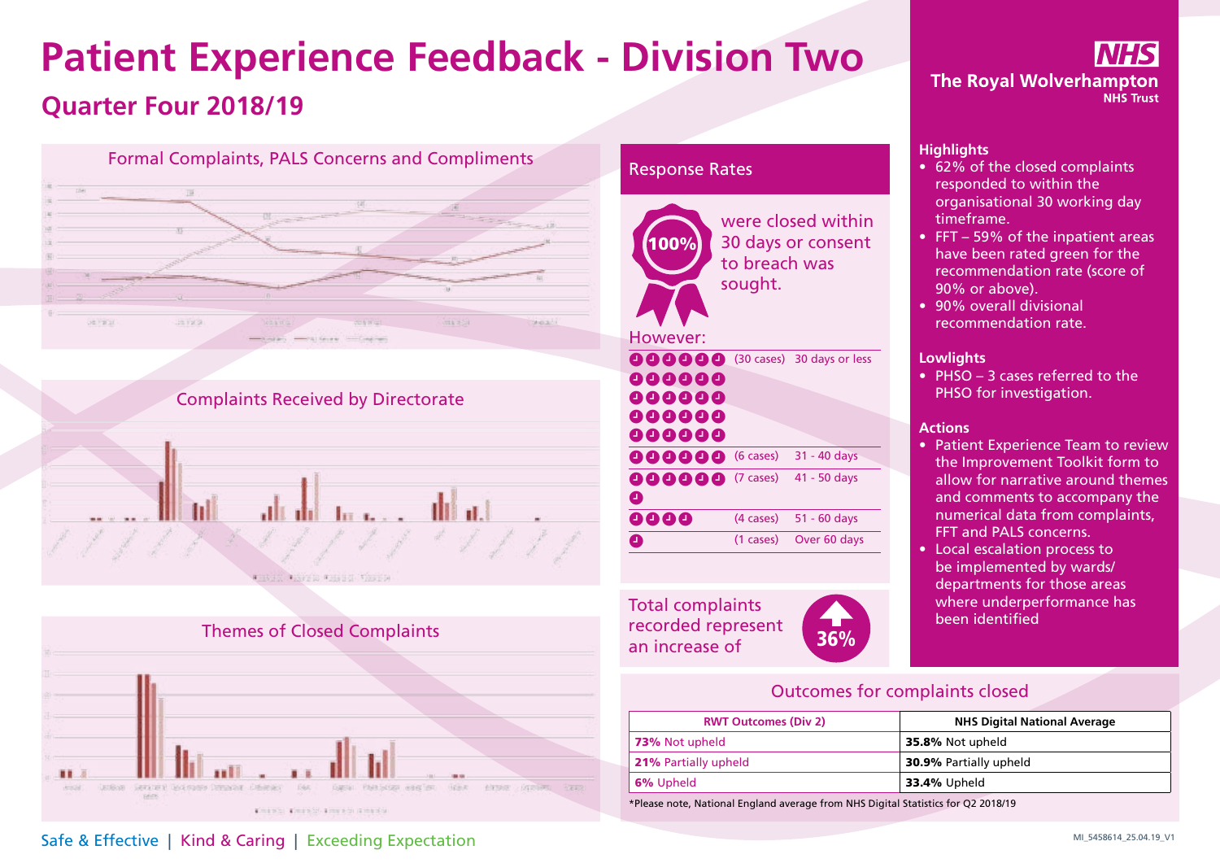# Patient Experience Feedback - Division Two

## Quarter Four 2018/19

The Royal Wolverhampton NHS Trust

### Formal Complaints, PALS Concerns and Compliments

### Complaints Received by Directorate

### Themes of Closed Complaints

### Response Rates

100% were closed within 30 days or consent to breach was sought.

However:

| Cases | Timeframe |
|---|---|
| (30 cases) | 30 days or less |
| (6 cases) | 31 - 40 days |
| (7 cases) | 41 - 50 days |
| (4 cases) | 51 - 60 days |
| (1 cases) | Over 60 days |

Total complaints recorded represent an increase of 36%

### Highlights

- 62% of the closed complaints responded to within the organisational 30 working day timeframe.
- FFT – 59% of the inpatient areas have been rated green for the recommendation rate (score of 90% or above).
- 90% overall divisional recommendation rate.

### Lowlights

- PHSO – 3 cases referred to the PHSO for investigation.

### Actions

- Patient Experience Team to review the Improvement Toolkit form to allow for narrative around themes and comments to accompany the numerical data from complaints, FFT and PALS concerns.
- Local escalation process to be implemented by wards/ departments for those areas where underperformance has been identified

### Outcomes for complaints closed

| RWT Outcomes (Div 2) | NHS Digital National Average |
|---|---|
| **73%** Not upheld | **35.8%** Not upheld |
| **21%** Partially upheld | **30.9%** Partially upheld |
| **6%** Upheld | **33.4%** Upheld |

*Please note, National England average from NHS Digital Statistics for Q2 2018/19

Safe & Effective | Kind & Caring | Exceeding Expectation

MI_5458614_25.04.19_V1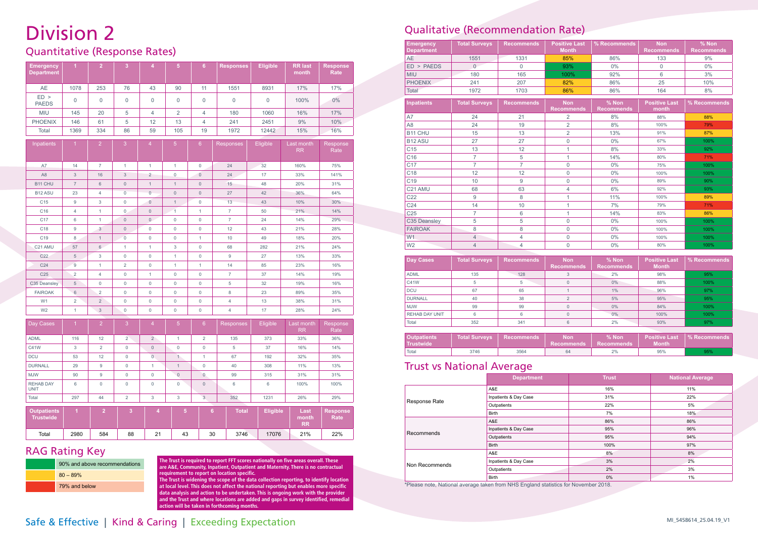# Division 2

## Quantitative (Response Rates)

| Emergency Department | 1 | 2 | 3 | 4 | 5 | 6 | Responses | Eligible | RR last month | Response Rate |
|---|---|---|---|---|---|---|---|---|---|---|
| AE | 1078 | 253 | 76 | 43 | 90 | 11 | 1551 | 8931 | 17% | 17% |
| ED > PAEDS | 0 | 0 | 0 | 0 | 0 | 0 | 0 | 0 | 100% | 0% |
| MIU | 145 | 20 | 5 | 4 | 2 | 4 | 180 | 1060 | 16% | 17% |
| PHOENIX | 146 | 61 | 5 | 12 | 13 | 4 | 241 | 2451 | 9% | 10% |
| Total | 1369 | 334 | 86 | 59 | 105 | 19 | 1972 | 12442 | 15% | 16% |

| Inpatients | 1 | 2 | 3 | 4 | 5 | 6 | Responses | Eligible | Last month RR | Response Rate |
|---|---|---|---|---|---|---|---|---|---|---|
| A7 | 14 | 7 | 1 | 1 | 1 | 0 | 24 | 32 | 160% | 75% |
| A8 | 3 | 16 | 3 | 2 | 0 | 0 | 24 | 17 | 33% | 141% |
| B11 CHU | 7 | 6 | 0 | 1 | 1 | 0 | 15 | 48 | 20% | 31% |
| B12 ASU | 23 | 4 | 0 | 0 | 0 | 0 | 27 | 42 | 36% | 64% |
| C15 | 9 | 3 | 0 | 0 | 1 | 0 | 13 | 43 | 10% | 30% |
| C16 | 4 | 1 | 0 | 0 | 1 | 1 | 7 | 50 | 21% | 14% |
| C17 | 6 | 1 | 0 | 0 | 0 | 0 | 7 | 24 | 14% | 29% |
| C18 | 9 | 3 | 0 | 0 | 0 | 0 | 12 | 43 | 21% | 28% |
| C19 | 8 | 1 | 0 | 0 | 0 | 1 | 10 | 49 | 18% | 20% |
| C21 AMU | 57 | 6 | 1 | 1 | 3 | 0 | 68 | 282 | 21% | 24% |
| C22 | 5 | 3 | 0 | 0 | 1 | 0 | 9 | 27 | 13% | 33% |
| C24 | 9 | 1 | 2 | 0 | 1 | 1 | 14 | 85 | 23% | 16% |
| C25 | 2 | 4 | 0 | 1 | 0 | 0 | 7 | 37 | 14% | 19% |
| C35 Deansley | 5 | 0 | 0 | 0 | 0 | 0 | 5 | 32 | 19% | 16% |
| FAIROAK | 6 | 2 | 0 | 0 | 0 | 0 | 8 | 23 | 89% | 35% |
| W1 | 2 | 2 | 0 | 0 | 0 | 0 | 4 | 13 | 38% | 31% |
| W2 | 1 | 3 | 0 | 0 | 0 | 0 | 4 | 17 | 28% | 24% |

| Day Cases | 1 | 2 | 3 | 4 | 5 | 6 | Responses | Eligible | Last month RR | Response Rate |
|---|---|---|---|---|---|---|---|---|---|---|
| ADML | 116 | 12 | 2 | 2 | 1 | 2 | 135 | 373 | 33% | 36% |
| C41W | 3 | 2 | 0 | 0 | 0 | 0 | 5 | 37 | 16% | 14% |
| DCU | 53 | 12 | 0 | 0 | 1 | 1 | 67 | 192 | 32% | 35% |
| DURNALL | 29 | 9 | 0 | 1 | 1 | 0 | 40 | 308 | 11% | 13% |
| MJW | 90 | 9 | 0 | 0 | 0 | 0 | 99 | 315 | 31% | 31% |
| REHAB DAY UNIT | 6 | 0 | 0 | 0 | 0 | 0 | 6 | 6 | 100% | 100% |
| Total | 297 | 44 | 2 | 3 | 3 | 3 | 352 | 1231 | 26% | 29% |

| Outpatients Trustwide | 1 | 2 | 3 | 4 | 5 | 6 | Total | Eligible | Last month RR | Response Rate |
|---|---|---|---|---|---|---|---|---|---|---|
| Total | 2980 | 584 | 88 | 21 | 43 | 30 | 3746 | 17076 | 21% | 22% |

## RAG Rating Key

| Colour | Rating |
|---|---|
| Green | 90% and above recommendations |
| Amber | 80 – 89% |
| Red | 79% and below |

**The Trust is required to report FFT scores nationally on five areas overall. These are A&E, Community, Inpatient, Outpatient and Maternity. There is no contractual requirement to report on location specific.**
**The Trust is widening the scope of the data collection reporting, to identify location at local level. This does not affect the national reporting but enables more specific data analysis and action to be undertaken. This is ongoing work with the provider and the Trust and where locations are added and gaps in survey identified, remedial action will be taken in forthcoming months.**

## Qualitative (Recommendation Rate)

| Emergency Department | Total Surveys | Recommends | Positive Last Month | % Recommends | Non Recommends | % Non Recommends |
|---|---|---|---|---|---|---|
| AE | 1551 | 1331 | 85% | 86% | 133 | 9% |
| ED > PAEDS | 0 | 0 | 93% | 0% | 0 | 0% |
| MIU | 180 | 165 | 100% | 92% | 6 | 3% |
| PHOENIX | 241 | 207 | 82% | 86% | 25 | 10% |
| Total | 1972 | 1703 | 86% | 86% | 164 | 8% |

| Inpatients | Total Surveys | Recommends | Non Recommends | % Non Recommends | Positive Last month | % Recommends |
|---|---|---|---|---|---|---|
| A7 | 24 | 21 | 2 | 8% | 88% | 88% |
| A8 | 24 | 19 | 2 | 8% | 100% | 79% |
| B11 CHU | 15 | 13 | 2 | 13% | 91% | 87% |
| B12 ASU | 27 | 27 | 0 | 0% | 67% | 100% |
| C15 | 13 | 12 | 1 | 8% | 33% | 92% |
| C16 | 7 | 5 | 1 | 14% | 80% | 71% |
| C17 | 7 | 7 | 0 | 0% | 75% | 100% |
| C18 | 12 | 12 | 0 | 0% | 100% | 100% |
| C19 | 10 | 9 | 0 | 0% | 89% | 90% |
| C21 AMU | 68 | 63 | 4 | 6% | 92% | 93% |
| C22 | 9 | 8 | 1 | 11% | 100% | 89% |
| C24 | 14 | 10 | 1 | 7% | 79% | 71% |
| C25 | 7 | 6 | 1 | 14% | 83% | 86% |
| C35 Deansley | 5 | 5 | 0 | 0% | 100% | 100% |
| FAIROAK | 8 | 8 | 0 | 0% | 100% | 100% |
| W1 | 4 | 4 | 0 | 0% | 100% | 100% |
| W2 | 4 | 4 | 0 | 0% | 80% | 100% |

| Day Cases | Total Surveys | Recommends | Non Recommends | % Non Recommends | Positive Last Month | % Recommends |
|---|---|---|---|---|---|---|
| ADML | 135 | 128 | 3 | 2% | 98% | 95% |
| C41W | 5 | 5 | 0 | 0% | 88% | 100% |
| DCU | 67 | 65 | 1 | 1% | 96% | 97% |
| DURNALL | 40 | 38 | 2 | 5% | 95% | 95% |
| MJW | 99 | 99 | 0 | 0% | 84% | 100% |
| REHAB DAY UNIT | 6 | 6 | 0 | 0% | 100% | 100% |
| Total | 352 | 341 | 6 | 2% | 93% | 97% |

| Outpatients Trustwide | Total Surveys | Recommends | Non Recommends | % Non Recommends | Positive Last Month | % Recommends |
|---|---|---|---|---|---|---|
| Total | 3746 | 3564 | 64 | 2% | 95% | 95% |

## Trust vs National Average

| | Department | Trust | National Average |
|---|---|---|---|
| Response Rate | A&E | 16% | 11% |
| | Inpatients & Day Case | 31% | 22% |
| | Outpatients | 22% | 5% |
| | Birth | 7% | 18% |
| Recommends | A&E | 86% | 86% |
| | Inpatients & Day Case | 95% | 96% |
| | Outpatients | 95% | 94% |
| | Birth | 100% | 97% |
| Non Recommends | A&E | 8% | 8% |
| | Inpatients & Day Case | 3% | 2% |
| | Outpatients | 2% | 3% |
| | Birth | 0% | 1% |

*Please note, National average taken from NHS England statistics for November 2018.

Safe & Effective | Kind & Caring | Exceeding Expectation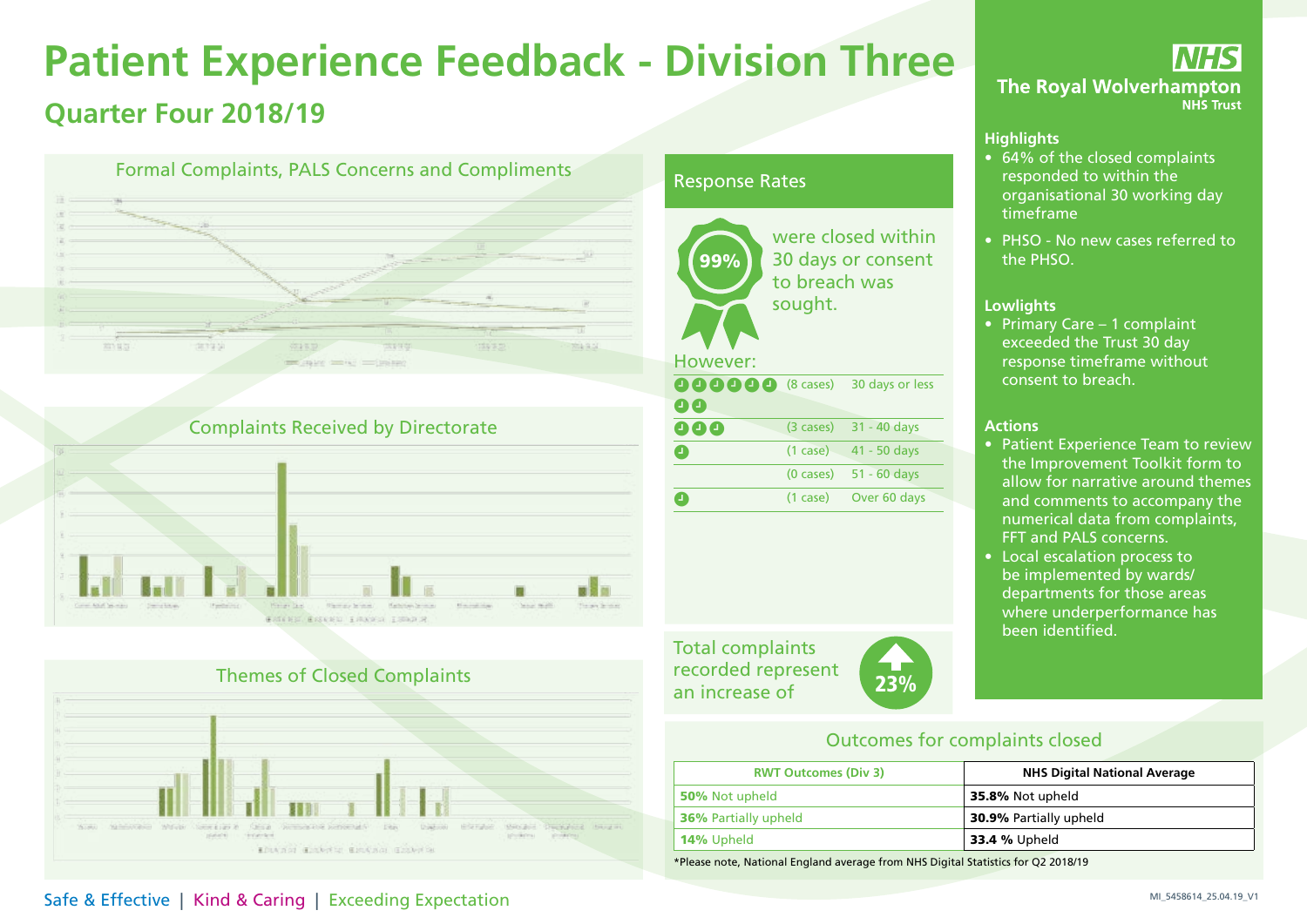# Patient Experience Feedback - Division Three

## Quarter Four 2018/19

### Formal Complaints, PALS Concerns and Compliments

### Complaints Received by Directorate

### Themes of Closed Complaints

### Response Rates

**99%** were closed within 30 days or consent to breach was sought.

However:

| | | |
|---|---|---|
| | (8 cases) | 30 days or less |
| | (3 cases) | 31 - 40 days |
| | (1 case) | 41 - 50 days |
| | (0 cases) | 51 - 60 days |
| | (1 case) | Over 60 days |

Total complaints recorded represent an increase of **23%**

### Outcomes for complaints closed

| RWT Outcomes (Div 3) | NHS Digital National Average |
|---|---|
| **50%** Not upheld | **35.8%** Not upheld |
| **36%** Partially upheld | **30.9%** Partially upheld |
| **14%** Upheld | **33.4 %** Upheld |

*Please note, National England average from NHS Digital Statistics for Q2 2018/19

**NHS The Royal Wolverhampton NHS Trust**

### Highlights

- 64% of the closed complaints responded to within the organisational 30 working day timeframe
- PHSO - No new cases referred to the PHSO.

### Lowlights

- Primary Care – 1 complaint exceeded the Trust 30 day response timeframe without consent to breach.

### Actions

- Patient Experience Team to review the Improvement Toolkit form to allow for narrative around themes and comments to accompany the numerical data from complaints, FFT and PALS concerns.
- Local escalation process to be implemented by wards/ departments for those areas where underperformance has been identified.

Safe & Effective | Kind & Caring | Exceeding Expectation

MI_5458614_25.04.19_V1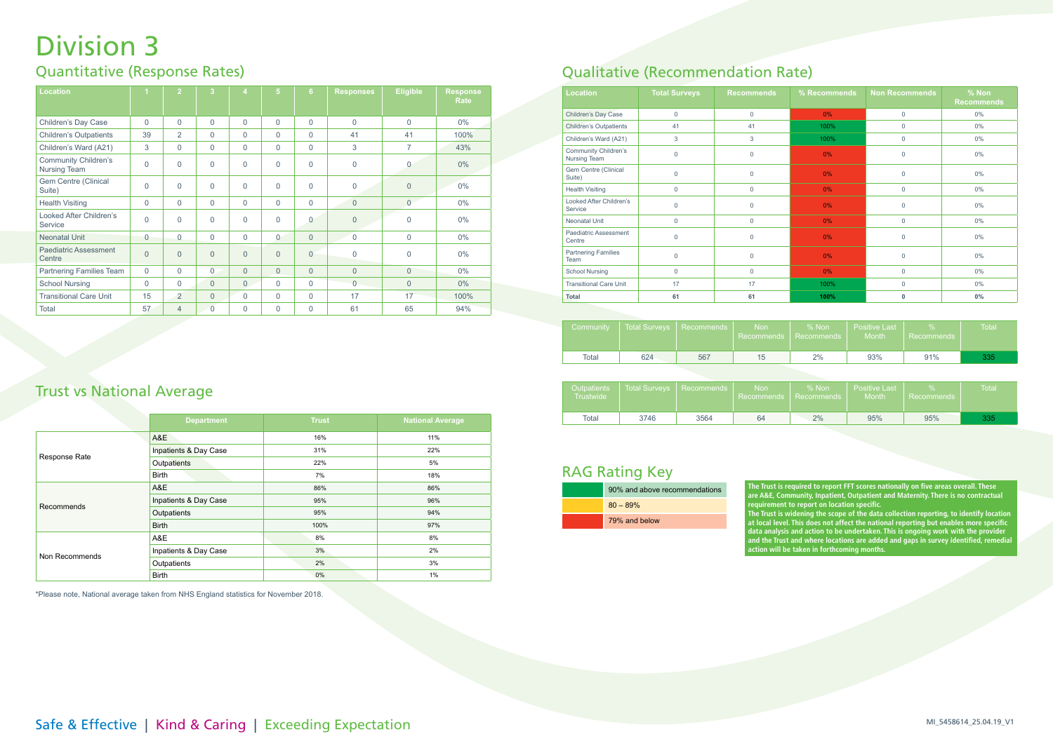# Division 3

## Quantitative (Response Rates)

| Location | 1 | 2 | 3 | 4 | 5 | 6 | Responses | Eligible | Response Rate |
|---|---|---|---|---|---|---|---|---|---|
| Children's Day Case | 0 | 0 | 0 | 0 | 0 | 0 | 0 | 0 | 0% |
| Children's Outpatients | 39 | 2 | 0 | 0 | 0 | 0 | 41 | 41 | 100% |
| Children's Ward (A21) | 3 | 0 | 0 | 0 | 0 | 0 | 3 | 7 | 43% |
| Community Children's Nursing Team | 0 | 0 | 0 | 0 | 0 | 0 | 0 | 0 | 0% |
| Gem Centre (Clinical Suite) | 0 | 0 | 0 | 0 | 0 | 0 | 0 | 0 | 0% |
| Health Visiting | 0 | 0 | 0 | 0 | 0 | 0 | 0 | 0 | 0% |
| Looked After Children's Service | 0 | 0 | 0 | 0 | 0 | 0 | 0 | 0 | 0% |
| Neonatal Unit | 0 | 0 | 0 | 0 | 0 | 0 | 0 | 0 | 0% |
| Paediatric Assessment Centre | 0 | 0 | 0 | 0 | 0 | 0 | 0 | 0 | 0% |
| Partnering Families Team | 0 | 0 | 0 | 0 | 0 | 0 | 0 | 0 | 0% |
| School Nursing | 0 | 0 | 0 | 0 | 0 | 0 | 0 | 0 | 0% |
| Transitional Care Unit | 15 | 2 | 0 | 0 | 0 | 0 | 17 | 17 | 100% |
| Total | 57 | 4 | 0 | 0 | 0 | 0 | 61 | 65 | 94% |

## Trust vs National Average

| | Department | Trust | National Average |
|---|---|---|---|
| Response Rate | A&E | 16% | 11% |
| | Inpatients & Day Case | 31% | 22% |
| | Outpatients | 22% | 5% |
| | Birth | 7% | 18% |
| Recommends | A&E | 86% | 86% |
| | Inpatients & Day Case | 95% | 96% |
| | Outpatients | 95% | 94% |
| | Birth | 100% | 97% |
| Non Recommends | A&E | 8% | 8% |
| | Inpatients & Day Case | 3% | 2% |
| | Outpatients | 2% | 3% |
| | Birth | 0% | 1% |

*Please note, National average taken from NHS England statistics for November 2018.

## Qualitative (Recommendation Rate)

| Location | Total Surveys | Recommends | % Recommends | Non Recommends | % Non Recommends |
|---|---|---|---|---|---|
| Children's Day Case | 0 | 0 | 0% | 0 | 0% |
| Children's Outpatients | 41 | 41 | 100% | 0 | 0% |
| Children's Ward (A21) | 3 | 3 | 100% | 0 | 0% |
| Community Children's Nursing Team | 0 | 0 | 0% | 0 | 0% |
| Gem Centre (Clinical Suite) | 0 | 0 | 0% | 0 | 0% |
| Health Visiting | 0 | 0 | 0% | 0 | 0% |
| Looked After Children's Service | 0 | 0 | 0% | 0 | 0% |
| Neonatal Unit | 0 | 0 | 0% | 0 | 0% |
| Paediatric Assessment Centre | 0 | 0 | 0% | 0 | 0% |
| Partnering Families Team | 0 | 0 | 0% | 0 | 0% |
| School Nursing | 0 | 0 | 0% | 0 | 0% |
| Transitional Care Unit | 17 | 17 | 100% | 0 | 0% |
| **Total** | **61** | **61** | **100%** | **0** | **0%** |

| Community | Total Surveys | Recommends | Non Recommends | % Non Recommends | Positive Last Month | % Recommends | Total |
|---|---|---|---|---|---|---|---|
| Total | 624 | 567 | 15 | 2% | 93% | 91% | 335 |

| Outpatients Trustwide | Total Surveys | Recommends | Non Recommends | % Non Recommends | Positive Last Month | % Recommends | Total |
|---|---|---|---|---|---|---|---|
| Total | 3746 | 3564 | 64 | 2% | 95% | 95% | 335 |

## RAG Rating Key

| Colour | Rating |
|---|---|
| Green | 90% and above recommendations |
| Amber | 80 – 89% |
| Red | 79% and below |

**The Trust is required to report FFT scores nationally on five areas overall. These are A&E, Community, Inpatient, Outpatient and Maternity. There is no contractual requirement to report on location specific.**
**The Trust is widening the scope of the data collection reporting, to identify location at local level. This does not affect the national reporting but enables more specific data analysis and action to be undertaken. This is ongoing work with the provider and the Trust and where locations are added and gaps in survey identified, remedial action will be taken in forthcoming months.**

Safe & Effective | Kind & Caring | Exceeding Expectation

MI_5458614_25.04.19_V1